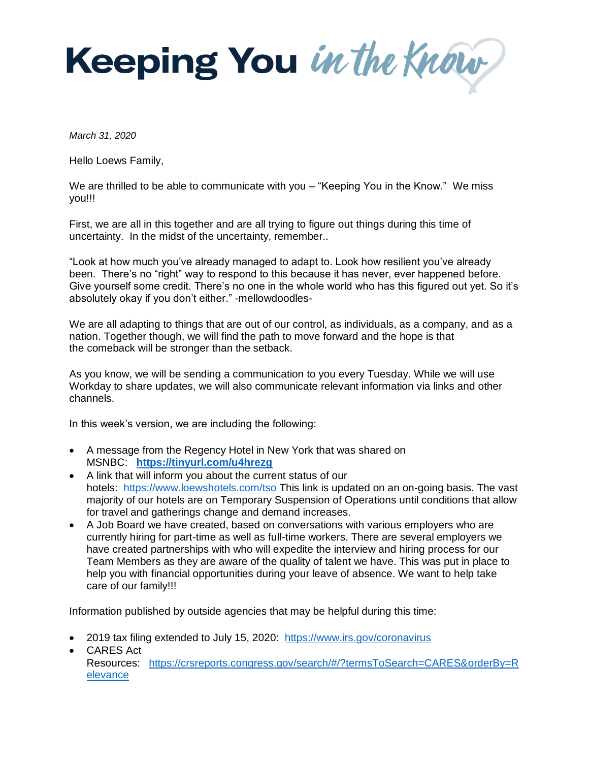# Keeping You *in the Know*

*March 31, 2020*

Hello Loews Family,

We are thrilled to be able to communicate with you – "Keeping You in the Know." We miss you!!!

First, we are all in this together and are all trying to figure out things during this time of uncertainty. In the midst of the uncertainty, remember..

"Look at how much you've already managed to adapt to. Look how resilient you've already been. There's no "right" way to respond to this because it has never, ever happened before. Give yourself some credit. There's no one in the whole world who has this figured out yet. So it's absolutely okay if you don't either." -mellowdoodles-

We are all adapting to things that are out of our control, as individuals, as a company, and as a nation. Together though, we will find the path to move forward and the hope is that the comeback will be stronger than the setback.

As you know, we will be sending a communication to you every Tuesday. While we will use Workday to share updates, we will also communicate relevant information via links and other channels.

In this week's version, we are including the following:

- A message from the Regency Hotel in New York that was shared on MSNBC: **https://tinyurl.com/u4hrezg**
- A link that will inform you about the current status of our hotels: https://www.loewshotels.com/tso This link is updated on an on-going basis. The vast majority of our hotels are on Temporary Suspension of Operations until conditions that allow for travel and gatherings change and demand increases.
- A Job Board we have created, based on conversations with various employers who are currently hiring for part-time as well as full-time workers. There are several employers we have created partnerships with who will expedite the interview and hiring process for our Team Members as they are aware of the quality of talent we have. This was put in place to help you with financial opportunities during your leave of absence. We want to help take care of our family!!!

Information published by outside agencies that may be helpful during this time:

- 2019 tax filing extended to July 15, 2020: https://www.irs.gov/coronavirus
- CARES Act Resources: https://crsreports.congress.gov/search/#/?termsToSearch=CARES&orderBy=Relevance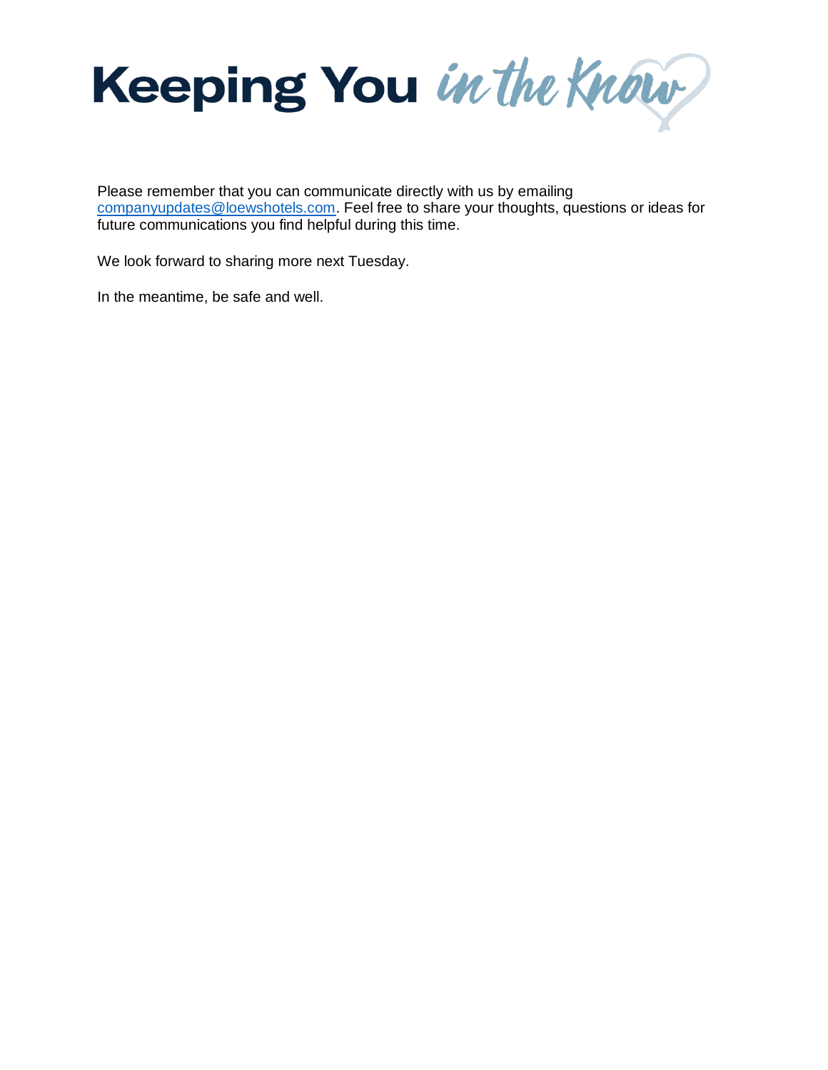# Keeping You *in the Know*

Please remember that you can communicate directly with us by emailing companyupdates@loewshotels.com. Feel free to share your thoughts, questions or ideas for future communications you find helpful during this time.

We look forward to sharing more next Tuesday.

In the meantime, be safe and well.